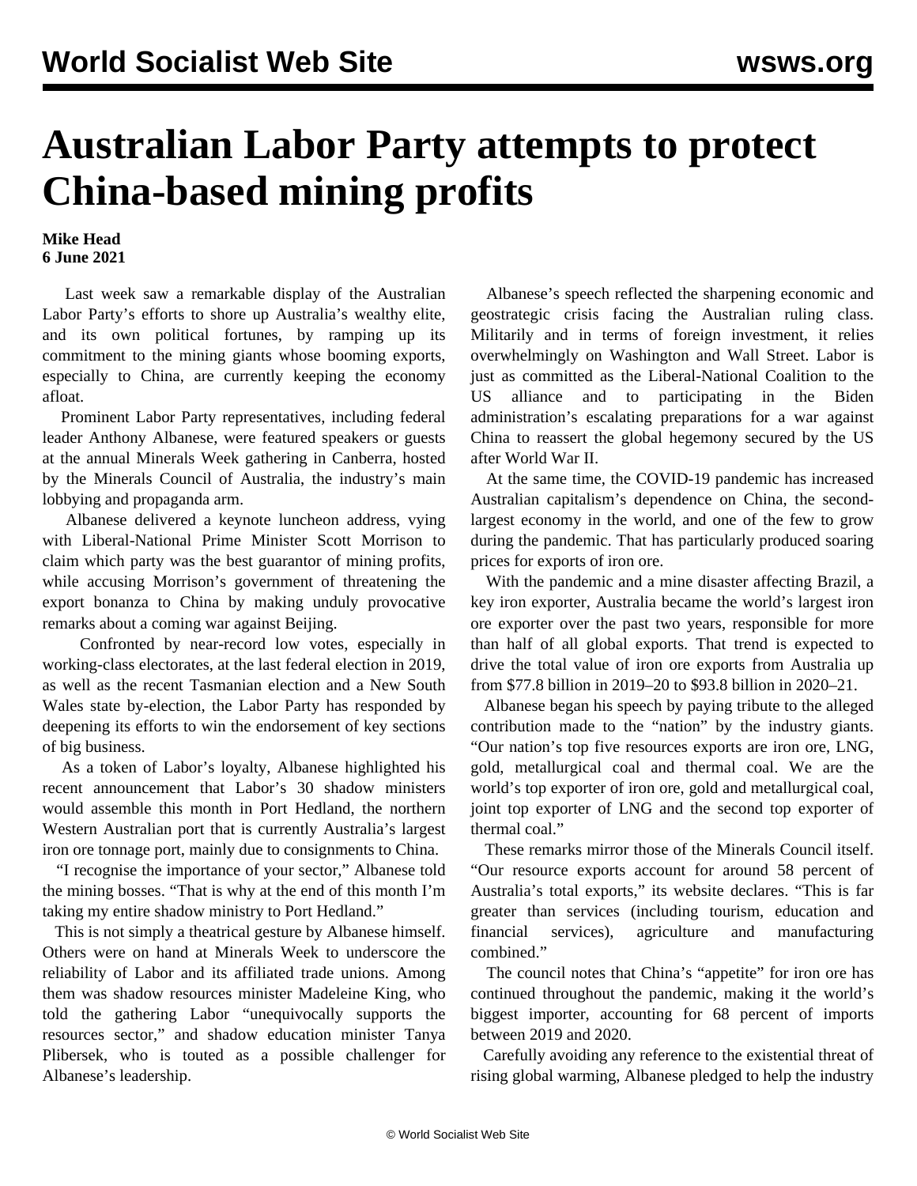# Australian Labor Party attempts to protect China-based mining profits

**Mike Head**
**6 June 2021**

Last week saw a remarkable display of the Australian Labor Party's efforts to shore up Australia's wealthy elite, and its own political fortunes, by ramping up its commitment to the mining giants whose booming exports, especially to China, are currently keeping the economy afloat.

Prominent Labor Party representatives, including federal leader Anthony Albanese, were featured speakers or guests at the annual Minerals Week gathering in Canberra, hosted by the Minerals Council of Australia, the industry's main lobbying and propaganda arm.

Albanese delivered a keynote luncheon address, vying with Liberal-National Prime Minister Scott Morrison to claim which party was the best guarantor of mining profits, while accusing Morrison's government of threatening the export bonanza to China by making unduly provocative remarks about a coming war against Beijing.

Confronted by near-record low votes, especially in working-class electorates, at the last federal election in 2019, as well as the recent Tasmanian election and a New South Wales state by-election, the Labor Party has responded by deepening its efforts to win the endorsement of key sections of big business.

As a token of Labor's loyalty, Albanese highlighted his recent announcement that Labor's 30 shadow ministers would assemble this month in Port Hedland, the northern Western Australian port that is currently Australia's largest iron ore tonnage port, mainly due to consignments to China.

"I recognise the importance of your sector," Albanese told the mining bosses. "That is why at the end of this month I'm taking my entire shadow ministry to Port Hedland."

This is not simply a theatrical gesture by Albanese himself. Others were on hand at Minerals Week to underscore the reliability of Labor and its affiliated trade unions. Among them was shadow resources minister Madeleine King, who told the gathering Labor "unequivocally supports the resources sector," and shadow education minister Tanya Plibersek, who is touted as a possible challenger for Albanese's leadership.

Albanese's speech reflected the sharpening economic and geostrategic crisis facing the Australian ruling class. Militarily and in terms of foreign investment, it relies overwhelmingly on Washington and Wall Street. Labor is just as committed as the Liberal-National Coalition to the US alliance and to participating in the Biden administration's escalating preparations for a war against China to reassert the global hegemony secured by the US after World War II.

At the same time, the COVID-19 pandemic has increased Australian capitalism's dependence on China, the second-largest economy in the world, and one of the few to grow during the pandemic. That has particularly produced soaring prices for exports of iron ore.

With the pandemic and a mine disaster affecting Brazil, a key iron exporter, Australia became the world's largest iron ore exporter over the past two years, responsible for more than half of all global exports. That trend is expected to drive the total value of iron ore exports from Australia up from $77.8 billion in 2019–20 to $93.8 billion in 2020–21.

Albanese began his speech by paying tribute to the alleged contribution made to the "nation" by the industry giants. "Our nation's top five resources exports are iron ore, LNG, gold, metallurgical coal and thermal coal. We are the world's top exporter of iron ore, gold and metallurgical coal, joint top exporter of LNG and the second top exporter of thermal coal."

These remarks mirror those of the Minerals Council itself. "Our resource exports account for around 58 percent of Australia's total exports," its website declares. "This is far greater than services (including tourism, education and financial services), agriculture and manufacturing combined."

The council notes that China's "appetite" for iron ore has continued throughout the pandemic, making it the world's biggest importer, accounting for 68 percent of imports between 2019 and 2020.

Carefully avoiding any reference to the existential threat of rising global warming, Albanese pledged to help the industry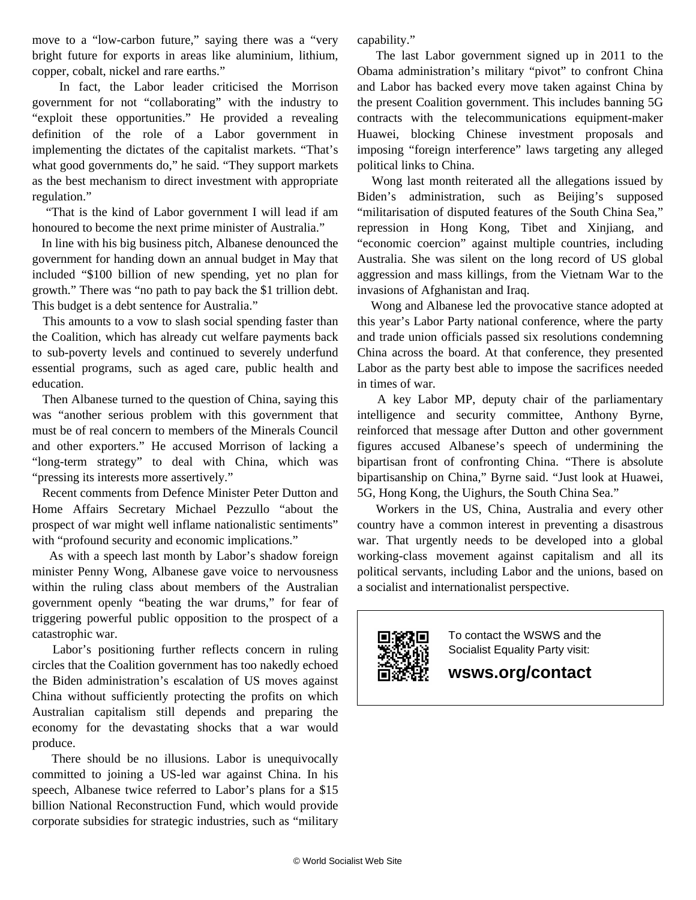move to a "low-carbon future," saying there was a "very bright future for exports in areas like aluminium, lithium, copper, cobalt, nickel and rare earths."

In fact, the Labor leader criticised the Morrison government for not "collaborating" with the industry to "exploit these opportunities." He provided a revealing definition of the role of a Labor government in implementing the dictates of the capitalist markets. "That's what good governments do," he said. "They support markets as the best mechanism to direct investment with appropriate regulation."

"That is the kind of Labor government I will lead if am honoured to become the next prime minister of Australia."

In line with his big business pitch, Albanese denounced the government for handing down an annual budget in May that included "$100 billion of new spending, yet no plan for growth." There was "no path to pay back the $1 trillion debt. This budget is a debt sentence for Australia."

This amounts to a vow to slash social spending faster than the Coalition, which has already cut welfare payments back to sub-poverty levels and continued to severely underfund essential programs, such as aged care, public health and education.

Then Albanese turned to the question of China, saying this was "another serious problem with this government that must be of real concern to members of the Minerals Council and other exporters." He accused Morrison of lacking a "long-term strategy" to deal with China, which was "pressing its interests more assertively."

Recent comments from Defence Minister Peter Dutton and Home Affairs Secretary Michael Pezzullo "about the prospect of war might well inflame nationalistic sentiments" with "profound security and economic implications."

As with a speech last month by Labor's shadow foreign minister Penny Wong, Albanese gave voice to nervousness within the ruling class about members of the Australian government openly "beating the war drums," for fear of triggering powerful public opposition to the prospect of a catastrophic war.

Labor's positioning further reflects concern in ruling circles that the Coalition government has too nakedly echoed the Biden administration's escalation of US moves against China without sufficiently protecting the profits on which Australian capitalism still depends and preparing the economy for the devastating shocks that a war would produce.

There should be no illusions. Labor is unequivocally committed to joining a US-led war against China. In his speech, Albanese twice referred to Labor's plans for a $15 billion National Reconstruction Fund, which would provide corporate subsidies for strategic industries, such as "military capability."

The last Labor government signed up in 2011 to the Obama administration's military "pivot" to confront China and Labor has backed every move taken against China by the present Coalition government. This includes banning 5G contracts with the telecommunications equipment-maker Huawei, blocking Chinese investment proposals and imposing "foreign interference" laws targeting any alleged political links to China.

Wong last month reiterated all the allegations issued by Biden's administration, such as Beijing's supposed "militarisation of disputed features of the South China Sea," repression in Hong Kong, Tibet and Xinjiang, and "economic coercion" against multiple countries, including Australia. She was silent on the long record of US global aggression and mass killings, from the Vietnam War to the invasions of Afghanistan and Iraq.

Wong and Albanese led the provocative stance adopted at this year's Labor Party national conference, where the party and trade union officials passed six resolutions condemning China across the board. At that conference, they presented Labor as the party best able to impose the sacrifices needed in times of war.

A key Labor MP, deputy chair of the parliamentary intelligence and security committee, Anthony Byrne, reinforced that message after Dutton and other government figures accused Albanese's speech of undermining the bipartisan front of confronting China. "There is absolute bipartisanship on China," Byrne said. "Just look at Huawei, 5G, Hong Kong, the Uighurs, the South China Sea."

Workers in the US, China, Australia and every other country have a common interest in preventing a disastrous war. That urgently needs to be developed into a global working-class movement against capitalism and all its political servants, including Labor and the unions, based on a socialist and internationalist perspective.

To contact the WSWS and the Socialist Equality Party visit:

**wsws.org/contact**